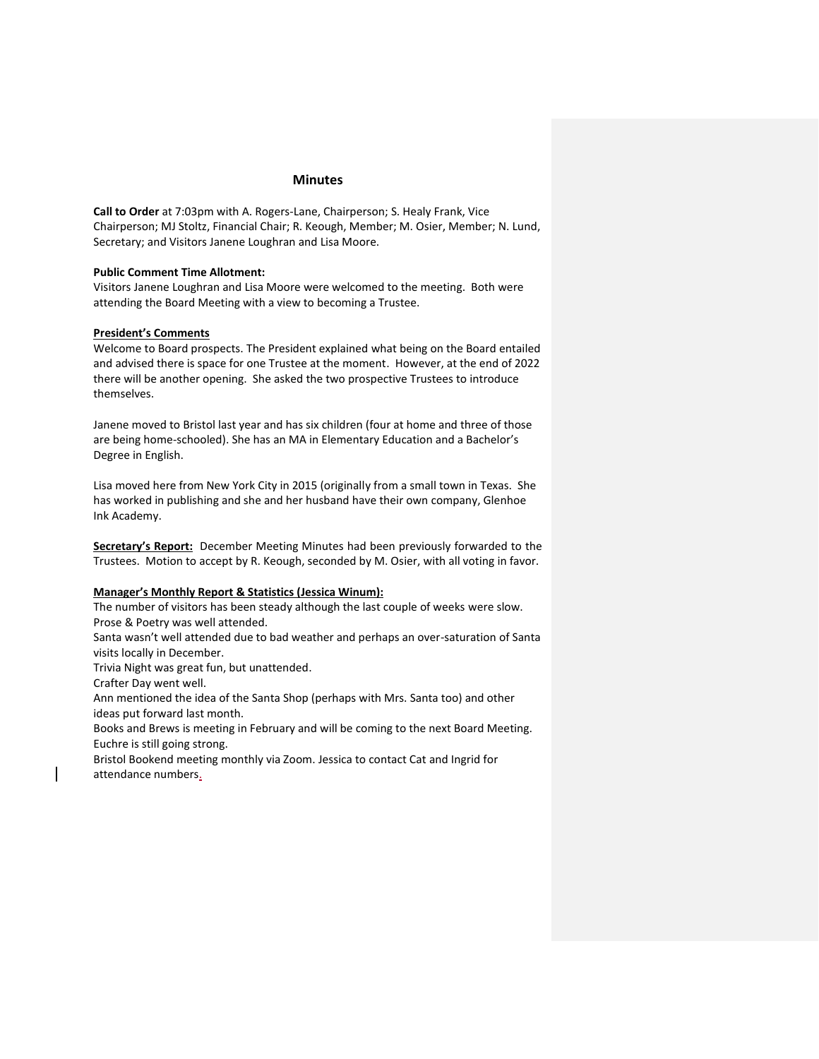## Minutes

**Call to Order** at 7:03pm with A. Rogers-Lane, Chairperson; S. Healy Frank, Vice Chairperson; MJ Stoltz, Financial Chair; R. Keough, Member; M. Osier, Member; N. Lund, Secretary; and Visitors Janene Loughran and Lisa Moore.

**Public Comment Time Allotment:**
Visitors Janene Loughran and Lisa Moore were welcomed to the meeting. Both were attending the Board Meeting with a view to becoming a Trustee.

**President's Comments**
Welcome to Board prospects. The President explained what being on the Board entailed and advised there is space for one Trustee at the moment. However, at the end of 2022 there will be another opening. She asked the two prospective Trustees to introduce themselves.

Janene moved to Bristol last year and has six children (four at home and three of those are being home-schooled). She has an MA in Elementary Education and a Bachelor's Degree in English.

Lisa moved here from New York City in 2015 (originally from a small town in Texas. She has worked in publishing and she and her husband have their own company, Glenhoe Ink Academy.

**Secretary's Report:** December Meeting Minutes had been previously forwarded to the Trustees. Motion to accept by R. Keough, seconded by M. Osier, with all voting in favor.

**Manager's Monthly Report & Statistics (Jessica Winum):**
The number of visitors has been steady although the last couple of weeks were slow.
Prose & Poetry was well attended.
Santa wasn't well attended due to bad weather and perhaps an over-saturation of Santa visits locally in December.
Trivia Night was great fun, but unattended.
Crafter Day went well.
Ann mentioned the idea of the Santa Shop (perhaps with Mrs. Santa too) and other ideas put forward last month.
Books and Brews is meeting in February and will be coming to the next Board Meeting.
Euchre is still going strong.
Bristol Bookend meeting monthly via Zoom. Jessica to contact Cat and Ingrid for attendance numbers.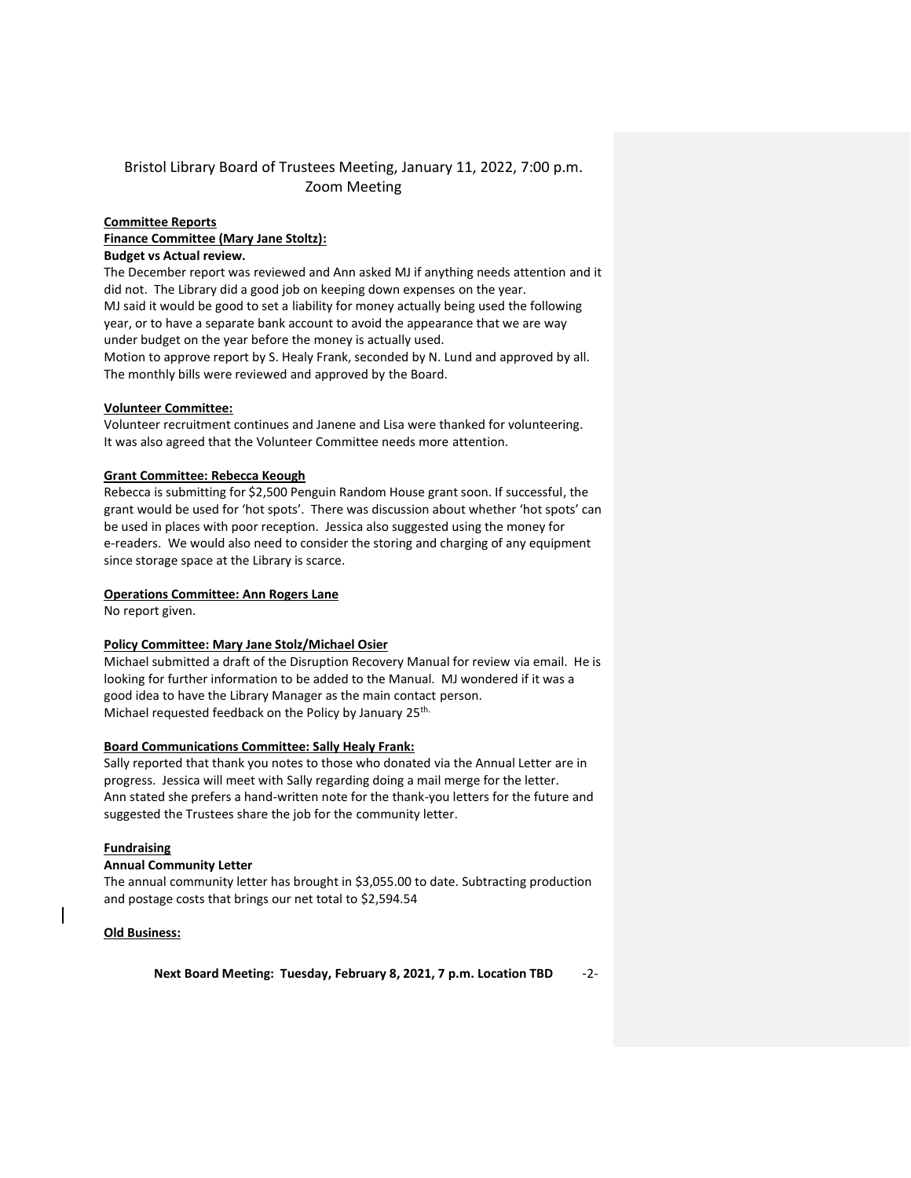Bristol Library Board of Trustees Meeting, January 11, 2022, 7:00 p.m.
Zoom Meeting

**Committee Reports**

**Finance Committee (Mary Jane Stoltz):**

**Budget vs Actual review.**

The December report was reviewed and Ann asked MJ if anything needs attention and it did not. The Library did a good job on keeping down expenses on the year.
MJ said it would be good to set a liability for money actually being used the following year, or to have a separate bank account to avoid the appearance that we are way under budget on the year before the money is actually used.
Motion to approve report by S. Healy Frank, seconded by N. Lund and approved by all.
The monthly bills were reviewed and approved by the Board.

**Volunteer Committee:**

Volunteer recruitment continues and Janene and Lisa were thanked for volunteering.
It was also agreed that the Volunteer Committee needs more attention.

**Grant Committee: Rebecca Keough**

Rebecca is submitting for $2,500 Penguin Random House grant soon. If successful, the grant would be used for 'hot spots'. There was discussion about whether 'hot spots' can be used in places with poor reception. Jessica also suggested using the money for e-readers. We would also need to consider the storing and charging of any equipment since storage space at the Library is scarce.

**Operations Committee: Ann Rogers Lane**

No report given.

**Policy Committee: Mary Jane Stolz/Michael Osier**

Michael submitted a draft of the Disruption Recovery Manual for review via email. He is looking for further information to be added to the Manual. MJ wondered if it was a good idea to have the Library Manager as the main contact person.
Michael requested feedback on the Policy by January 25th.

**Board Communications Committee: Sally Healy Frank:**

Sally reported that thank you notes to those who donated via the Annual Letter are in progress. Jessica will meet with Sally regarding doing a mail merge for the letter.
Ann stated she prefers a hand-written note for the thank-you letters for the future and suggested the Trustees share the job for the community letter.

**Fundraising**

**Annual Community Letter**

The annual community letter has brought in $3,055.00 to date. Subtracting production and postage costs that brings our net total to $2,594.54

**Old Business:**

**Next Board Meeting: Tuesday, February 8, 2021, 7 p.m. Location TBD**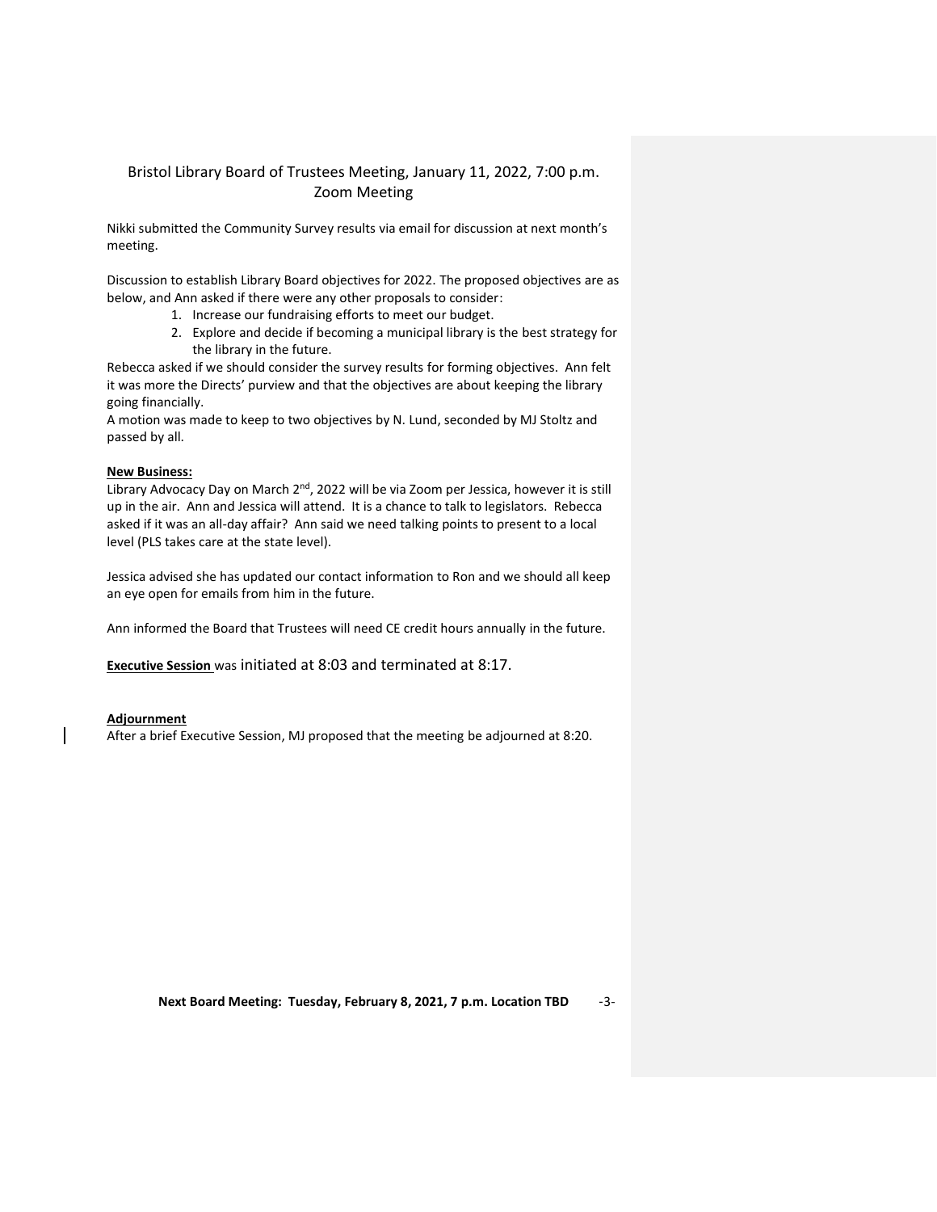Nikki submitted the Community Survey results via email for discussion at next month's meeting.

Discussion to establish Library Board objectives for 2022. The proposed objectives are as below, and Ann asked if there were any other proposals to consider:

1. Increase our fundraising efforts to meet our budget.
2. Explore and decide if becoming a municipal library is the best strategy for the library in the future.

Rebecca asked if we should consider the survey results for forming objectives. Ann felt it was more the Directs' purview and that the objectives are about keeping the library going financially.
A motion was made to keep to two objectives by N. Lund, seconded by MJ Stoltz and passed by all.

**New Business:**

Library Advocacy Day on March 2nd, 2022 will be via Zoom per Jessica, however it is still up in the air. Ann and Jessica will attend. It is a chance to talk to legislators. Rebecca asked if it was an all-day affair? Ann said we need talking points to present to a local level (PLS takes care at the state level).

Jessica advised she has updated our contact information to Ron and we should all keep an eye open for emails from him in the future.

Ann informed the Board that Trustees will need CE credit hours annually in the future.

**Executive Session** was initiated at 8:03 and terminated at 8:17.

**Adjournment**

After a brief Executive Session, MJ proposed that the meeting be adjourned at 8:20.

**Next Board Meeting: Tuesday, February 8, 2021, 7 p.m. Location TBD**